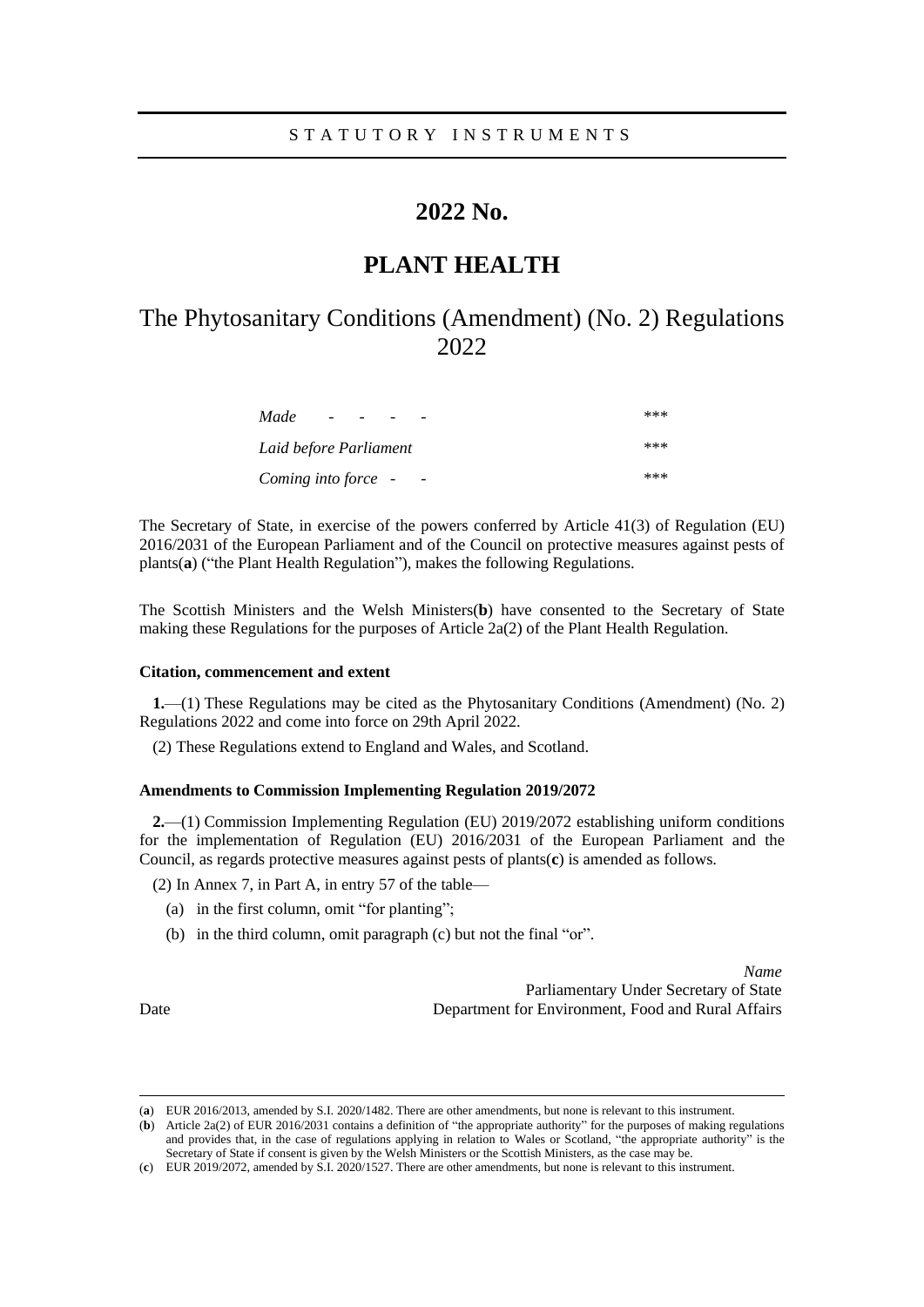STATUTORY INSTRUMENTS

# 2022 No.

# PLANT HEALTH

## The Phytosanitary Conditions (Amendment) (No. 2) Regulations 2022

| | |
|---|---|
| *Made - - - -* | *** |
| *Laid before Parliament* | *** |
| *Coming into force - -* | *** |

The Secretary of State, in exercise of the powers conferred by Article 41(3) of Regulation (EU) 2016/2031 of the European Parliament and of the Council on protective measures against pests of plants(**a**) ("the Plant Health Regulation"), makes the following Regulations.

The Scottish Ministers and the Welsh Ministers(**b**) have consented to the Secretary of State making these Regulations for the purposes of Article 2a(2) of the Plant Health Regulation.

### Citation, commencement and extent

**1.**—(1) These Regulations may be cited as the Phytosanitary Conditions (Amendment) (No. 2) Regulations 2022 and come into force on 29th April 2022.

(2) These Regulations extend to England and Wales, and Scotland.

### Amendments to Commission Implementing Regulation 2019/2072

**2.**—(1) Commission Implementing Regulation (EU) 2019/2072 establishing uniform conditions for the implementation of Regulation (EU) 2016/2031 of the European Parliament and the Council, as regards protective measures against pests of plants(**c**) is amended as follows.

(2) In Annex 7, in Part A, in entry 57 of the table—

(a) in the first column, omit "for planting";

(b) in the third column, omit paragraph (c) but not the final "or".

*Name*
Parliamentary Under Secretary of State
Department for Environment, Food and Rural Affairs

Date

---

(**a**) EUR 2016/2013, amended by S.I. 2020/1482. There are other amendments, but none is relevant to this instrument.

(**b**) Article 2a(2) of EUR 2016/2031 contains a definition of "the appropriate authority" for the purposes of making regulations and provides that, in the case of regulations applying in relation to Wales or Scotland, "the appropriate authority" is the Secretary of State if consent is given by the Welsh Ministers or the Scottish Ministers, as the case may be.

(**c**) EUR 2019/2072, amended by S.I. 2020/1527. There are other amendments, but none is relevant to this instrument.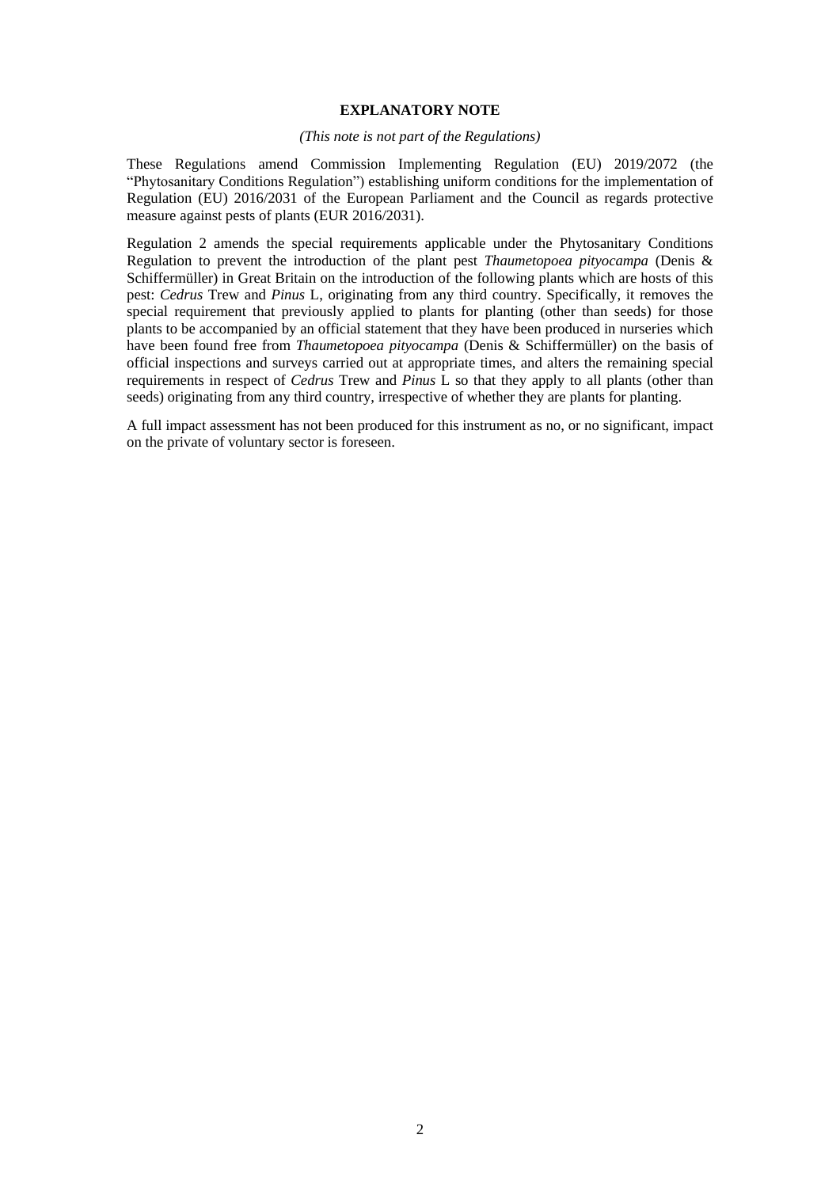**EXPLANATORY NOTE**

*(This note is not part of the Regulations)*

These Regulations amend Commission Implementing Regulation (EU) 2019/2072 (the "Phytosanitary Conditions Regulation") establishing uniform conditions for the implementation of Regulation (EU) 2016/2031 of the European Parliament and the Council as regards protective measure against pests of plants (EUR 2016/2031).

Regulation 2 amends the special requirements applicable under the Phytosanitary Conditions Regulation to prevent the introduction of the plant pest *Thaumetopoea pityocampa* (Denis & Schiffermüller) in Great Britain on the introduction of the following plants which are hosts of this pest: *Cedrus* Trew and *Pinus* L, originating from any third country. Specifically, it removes the special requirement that previously applied to plants for planting (other than seeds) for those plants to be accompanied by an official statement that they have been produced in nurseries which have been found free from *Thaumetopoea pityocampa* (Denis & Schiffermüller) on the basis of official inspections and surveys carried out at appropriate times, and alters the remaining special requirements in respect of *Cedrus* Trew and *Pinus* L so that they apply to all plants (other than seeds) originating from any third country, irrespective of whether they are plants for planting.

A full impact assessment has not been produced for this instrument as no, or no significant, impact on the private of voluntary sector is foreseen.